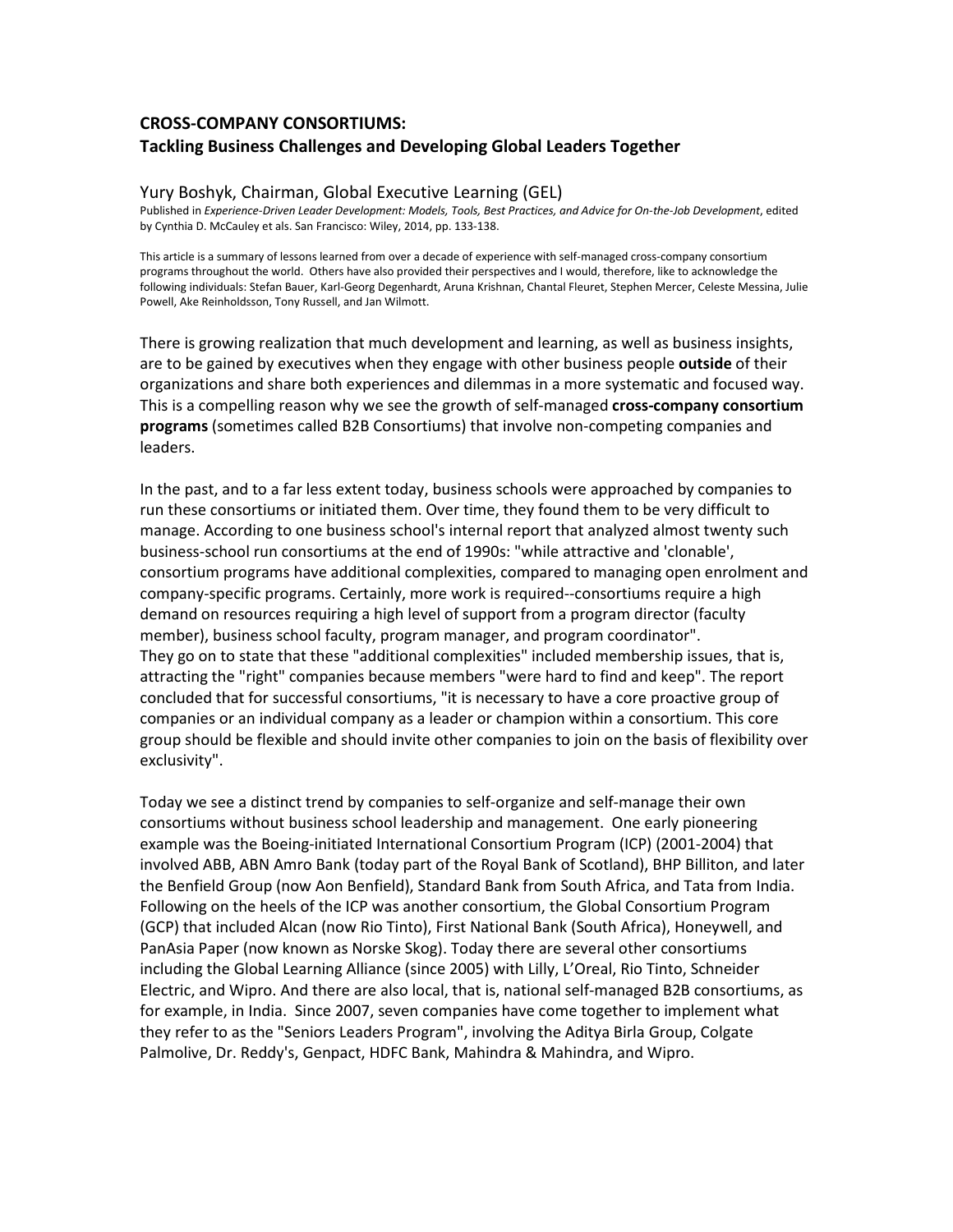# CROSS-COMPANY CONSORTIUMS:
## Tackling Business Challenges and Developing Global Leaders Together

Yury Boshyk, Chairman, Global Executive Learning (GEL)

Published in *Experience-Driven Leader Development: Models, Tools, Best Practices, and Advice for On-the-Job Development*, edited by Cynthia D. McCauley et als. San Francisco: Wiley, 2014, pp. 133-138.

This article is a summary of lessons learned from over a decade of experience with self-managed cross-company consortium programs throughout the world. Others have also provided their perspectives and I would, therefore, like to acknowledge the following individuals: Stefan Bauer, Karl-Georg Degenhardt, Aruna Krishnan, Chantal Fleuret, Stephen Mercer, Celeste Messina, Julie Powell, Ake Reinholdsson, Tony Russell, and Jan Wilmott.

There is growing realization that much development and learning, as well as business insights, are to be gained by executives when they engage with other business people **outside** of their organizations and share both experiences and dilemmas in a more systematic and focused way. This is a compelling reason why we see the growth of self-managed **cross-company consortium programs** (sometimes called B2B Consortiums) that involve non-competing companies and leaders.

In the past, and to a far less extent today, business schools were approached by companies to run these consortiums or initiated them. Over time, they found them to be very difficult to manage. According to one business school's internal report that analyzed almost twenty such business-school run consortiums at the end of 1990s: "while attractive and 'clonable', consortium programs have additional complexities, compared to managing open enrolment and company-specific programs. Certainly, more work is required--consortiums require a high demand on resources requiring a high level of support from a program director (faculty member), business school faculty, program manager, and program coordinator".
They go on to state that these "additional complexities" included membership issues, that is, attracting the "right" companies because members "were hard to find and keep". The report concluded that for successful consortiums, "it is necessary to have a core proactive group of companies or an individual company as a leader or champion within a consortium. This core group should be flexible and should invite other companies to join on the basis of flexibility over exclusivity".

Today we see a distinct trend by companies to self-organize and self-manage their own consortiums without business school leadership and management. One early pioneering example was the Boeing-initiated International Consortium Program (ICP) (2001-2004) that involved ABB, ABN Amro Bank (today part of the Royal Bank of Scotland), BHP Billiton, and later the Benfield Group (now Aon Benfield), Standard Bank from South Africa, and Tata from India. Following on the heels of the ICP was another consortium, the Global Consortium Program (GCP) that included Alcan (now Rio Tinto), First National Bank (South Africa), Honeywell, and PanAsia Paper (now known as Norske Skog). Today there are several other consortiums including the Global Learning Alliance (since 2005) with Lilly, L'Oreal, Rio Tinto, Schneider Electric, and Wipro. And there are also local, that is, national self-managed B2B consortiums, as for example, in India. Since 2007, seven companies have come together to implement what they refer to as the "Seniors Leaders Program", involving the Aditya Birla Group, Colgate Palmolive, Dr. Reddy's, Genpact, HDFC Bank, Mahindra & Mahindra, and Wipro.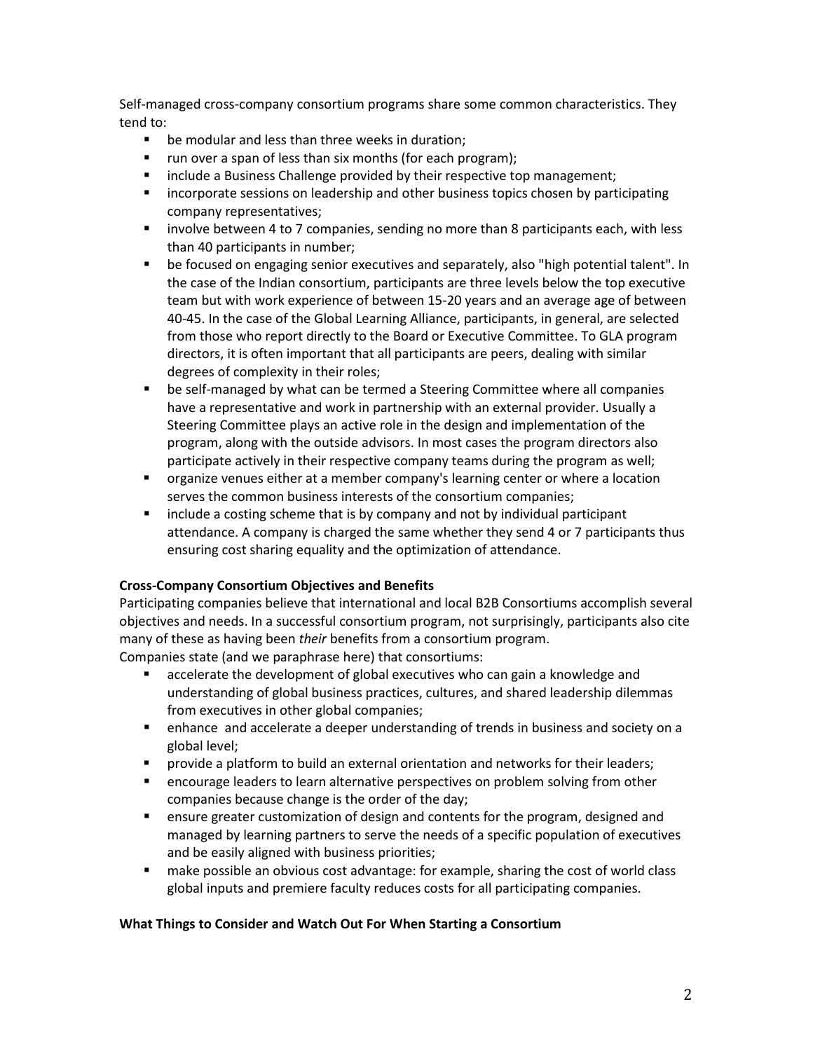Self-managed cross-company consortium programs share some common characteristics. They tend to:

- be modular and less than three weeks in duration;
- run over a span of less than six months (for each program);
- include a Business Challenge provided by their respective top management;
- incorporate sessions on leadership and other business topics chosen by participating company representatives;
- involve between 4 to 7 companies, sending no more than 8 participants each, with less than 40 participants in number;
- be focused on engaging senior executives and separately, also "high potential talent". In the case of the Indian consortium, participants are three levels below the top executive team but with work experience of between 15-20 years and an average age of between 40-45. In the case of the Global Learning Alliance, participants, in general, are selected from those who report directly to the Board or Executive Committee. To GLA program directors, it is often important that all participants are peers, dealing with similar degrees of complexity in their roles;
- be self-managed by what can be termed a Steering Committee where all companies have a representative and work in partnership with an external provider. Usually a Steering Committee plays an active role in the design and implementation of the program, along with the outside advisors. In most cases the program directors also participate actively in their respective company teams during the program as well;
- organize venues either at a member company's learning center or where a location serves the common business interests of the consortium companies;
- include a costing scheme that is by company and not by individual participant attendance. A company is charged the same whether they send 4 or 7 participants thus ensuring cost sharing equality and the optimization of attendance.

**Cross-Company Consortium Objectives and Benefits**

Participating companies believe that international and local B2B Consortiums accomplish several objectives and needs. In a successful consortium program, not surprisingly, participants also cite many of these as having been *their* benefits from a consortium program.

Companies state (and we paraphrase here) that consortiums:

- accelerate the development of global executives who can gain a knowledge and understanding of global business practices, cultures, and shared leadership dilemmas from executives in other global companies;
- enhance and accelerate a deeper understanding of trends in business and society on a global level;
- provide a platform to build an external orientation and networks for their leaders;
- encourage leaders to learn alternative perspectives on problem solving from other companies because change is the order of the day;
- ensure greater customization of design and contents for the program, designed and managed by learning partners to serve the needs of a specific population of executives and be easily aligned with business priorities;
- make possible an obvious cost advantage: for example, sharing the cost of world class global inputs and premiere faculty reduces costs for all participating companies.

**What Things to Consider and Watch Out For When Starting a Consortium**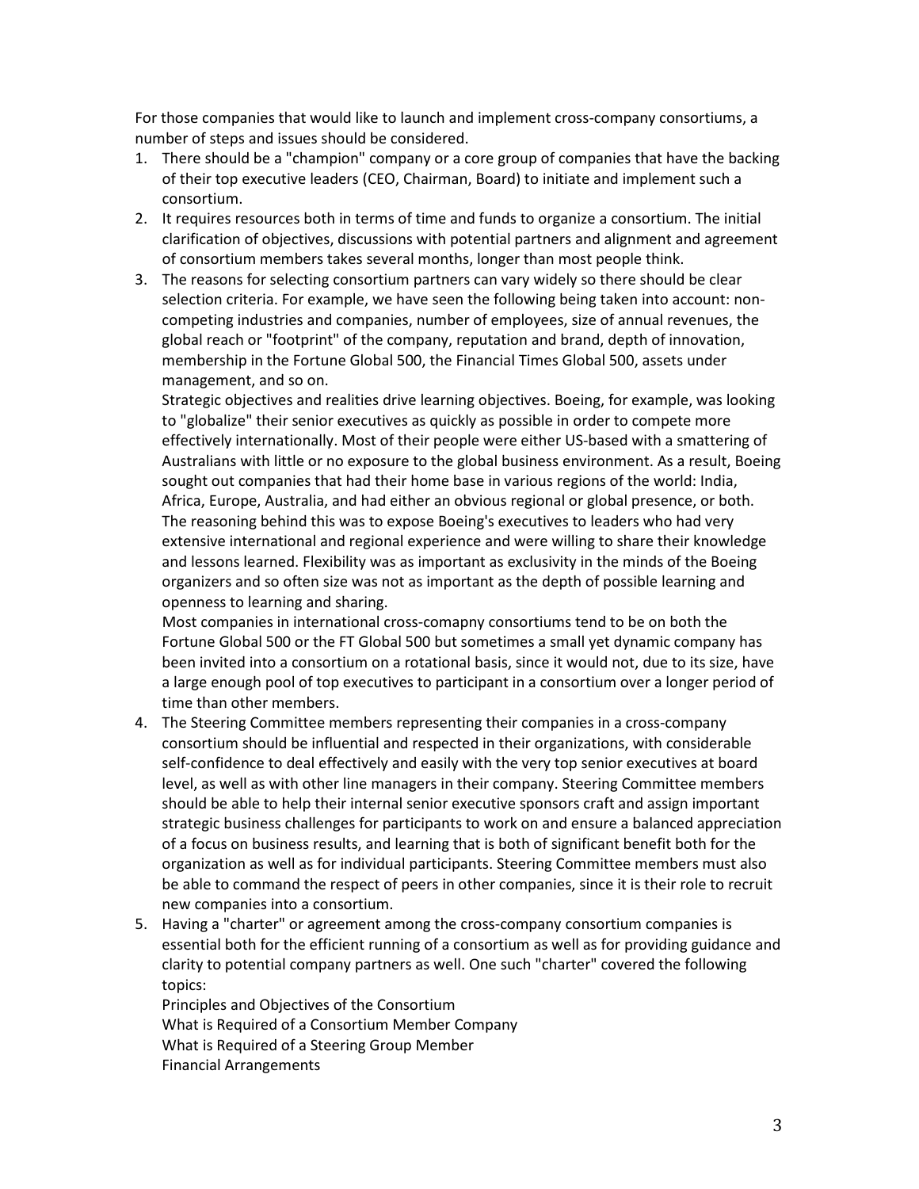For those companies that would like to launch and implement cross-company consortiums, a number of steps and issues should be considered.

1. There should be a "champion" company or a core group of companies that have the backing of their top executive leaders (CEO, Chairman, Board) to initiate and implement such a consortium.
2. It requires resources both in terms of time and funds to organize a consortium. The initial clarification of objectives, discussions with potential partners and alignment and agreement of consortium members takes several months, longer than most people think.
3. The reasons for selecting consortium partners can vary widely so there should be clear selection criteria. For example, we have seen the following being taken into account: non-competing industries and companies, number of employees, size of annual revenues, the global reach or "footprint" of the company, reputation and brand, depth of innovation, membership in the Fortune Global 500, the Financial Times Global 500, assets under management, and so on.

   Strategic objectives and realities drive learning objectives. Boeing, for example, was looking to "globalize" their senior executives as quickly as possible in order to compete more effectively internationally. Most of their people were either US-based with a smattering of Australians with little or no exposure to the global business environment. As a result, Boeing sought out companies that had their home base in various regions of the world: India, Africa, Europe, Australia, and had either an obvious regional or global presence, or both. The reasoning behind this was to expose Boeing's executives to leaders who had very extensive international and regional experience and were willing to share their knowledge and lessons learned. Flexibility was as important as exclusivity in the minds of the Boeing organizers and so often size was not as important as the depth of possible learning and openness to learning and sharing.

   Most companies in international cross-comapny consortiums tend to be on both the Fortune Global 500 or the FT Global 500 but sometimes a small yet dynamic company has been invited into a consortium on a rotational basis, since it would not, due to its size, have a large enough pool of top executives to participant in a consortium over a longer period of time than other members.
4. The Steering Committee members representing their companies in a cross-company consortium should be influential and respected in their organizations, with considerable self-confidence to deal effectively and easily with the very top senior executives at board level, as well as with other line managers in their company. Steering Committee members should be able to help their internal senior executive sponsors craft and assign important strategic business challenges for participants to work on and ensure a balanced appreciation of a focus on business results, and learning that is both of significant benefit both for the organization as well as for individual participants. Steering Committee members must also be able to command the respect of peers in other companies, since it is their role to recruit new companies into a consortium.
5. Having a "charter" or agreement among the cross-company consortium companies is essential both for the efficient running of a consortium as well as for providing guidance and clarity to potential company partners as well. One such "charter" covered the following topics:

   Principles and Objectives of the Consortium
   What is Required of a Consortium Member Company
   What is Required of a Steering Group Member
   Financial Arrangements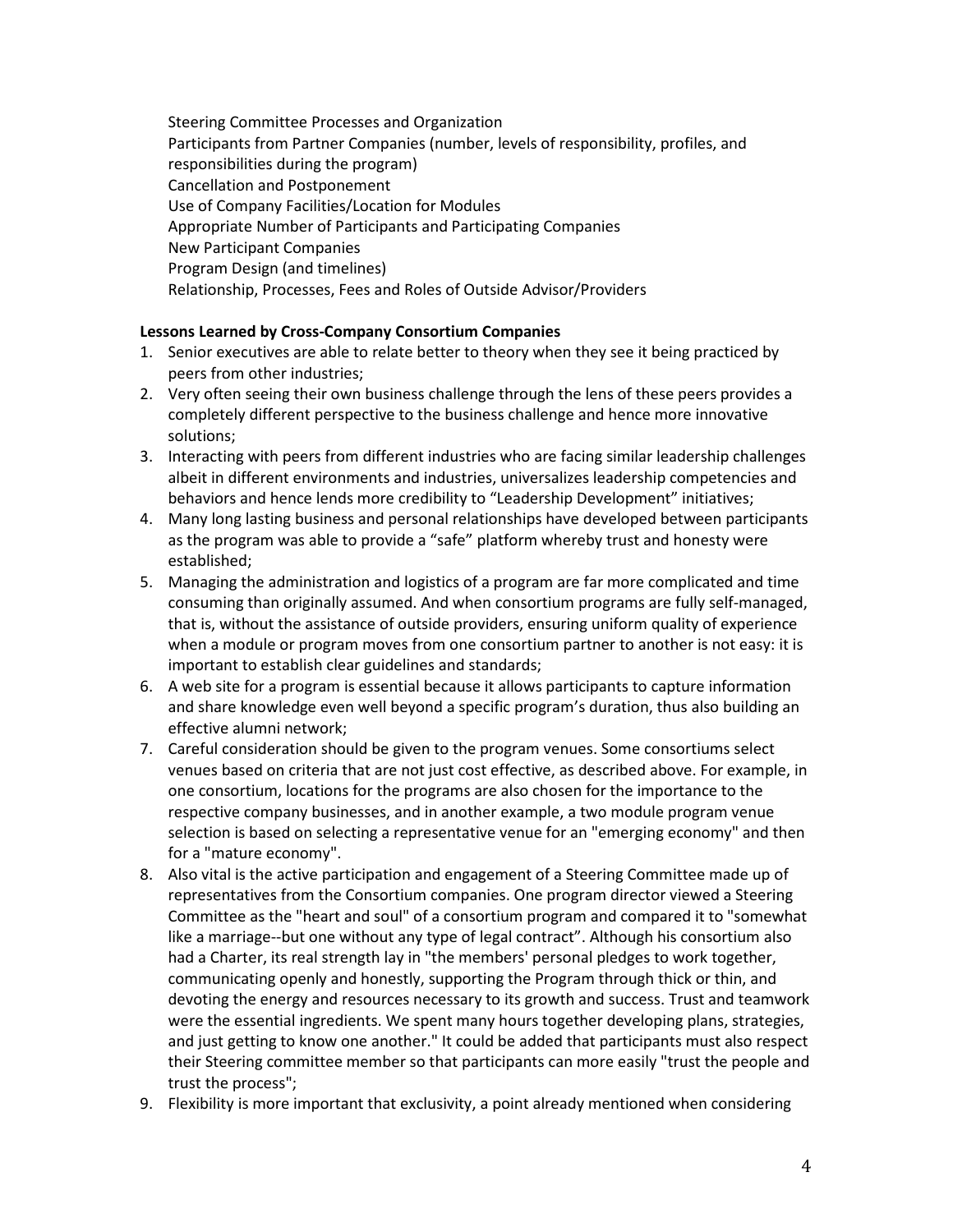Steering Committee Processes and Organization
Participants from Partner Companies (number, levels of responsibility, profiles, and responsibilities during the program)
Cancellation and Postponement
Use of Company Facilities/Location for Modules
Appropriate Number of Participants and Participating Companies
New Participant Companies
Program Design (and timelines)
Relationship, Processes, Fees and Roles of Outside Advisor/Providers

**Lessons Learned by Cross-Company Consortium Companies**

1. Senior executives are able to relate better to theory when they see it being practiced by peers from other industries;
2. Very often seeing their own business challenge through the lens of these peers provides a completely different perspective to the business challenge and hence more innovative solutions;
3. Interacting with peers from different industries who are facing similar leadership challenges albeit in different environments and industries, universalizes leadership competencies and behaviors and hence lends more credibility to "Leadership Development" initiatives;
4. Many long lasting business and personal relationships have developed between participants as the program was able to provide a "safe" platform whereby trust and honesty were established;
5. Managing the administration and logistics of a program are far more complicated and time consuming than originally assumed. And when consortium programs are fully self-managed, that is, without the assistance of outside providers, ensuring uniform quality of experience when a module or program moves from one consortium partner to another is not easy: it is important to establish clear guidelines and standards;
6. A web site for a program is essential because it allows participants to capture information and share knowledge even well beyond a specific program's duration, thus also building an effective alumni network;
7. Careful consideration should be given to the program venues. Some consortiums select venues based on criteria that are not just cost effective, as described above. For example, in one consortium, locations for the programs are also chosen for the importance to the respective company businesses, and in another example, a two module program venue selection is based on selecting a representative venue for an "emerging economy" and then for a "mature economy".
8. Also vital is the active participation and engagement of a Steering Committee made up of representatives from the Consortium companies. One program director viewed a Steering Committee as the "heart and soul" of a consortium program and compared it to "somewhat like a marriage--but one without any type of legal contract". Although his consortium also had a Charter, its real strength lay in "the members' personal pledges to work together, communicating openly and honestly, supporting the Program through thick or thin, and devoting the energy and resources necessary to its growth and success. Trust and teamwork were the essential ingredients. We spent many hours together developing plans, strategies, and just getting to know one another." It could be added that participants must also respect their Steering committee member so that participants can more easily "trust the people and trust the process";
9. Flexibility is more important that exclusivity, a point already mentioned when considering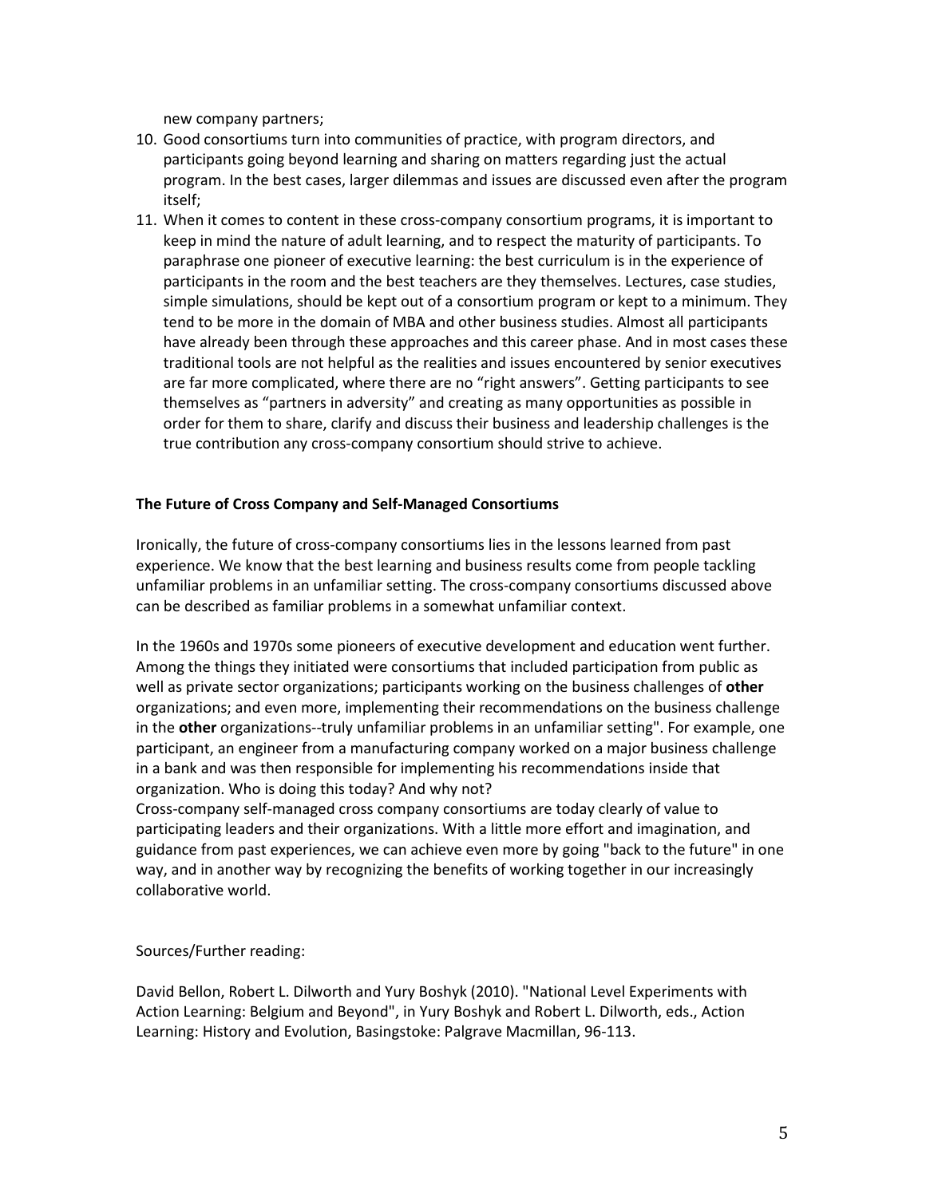new company partners;

10. Good consortiums turn into communities of practice, with program directors, and participants going beyond learning and sharing on matters regarding just the actual program. In the best cases, larger dilemmas and issues are discussed even after the program itself;
11. When it comes to content in these cross-company consortium programs, it is important to keep in mind the nature of adult learning, and to respect the maturity of participants. To paraphrase one pioneer of executive learning: the best curriculum is in the experience of participants in the room and the best teachers are they themselves. Lectures, case studies, simple simulations, should be kept out of a consortium program or kept to a minimum. They tend to be more in the domain of MBA and other business studies. Almost all participants have already been through these approaches and this career phase. And in most cases these traditional tools are not helpful as the realities and issues encountered by senior executives are far more complicated, where there are no "right answers". Getting participants to see themselves as "partners in adversity" and creating as many opportunities as possible in order for them to share, clarify and discuss their business and leadership challenges is the true contribution any cross-company consortium should strive to achieve.

**The Future of Cross Company and Self-Managed Consortiums**

Ironically, the future of cross-company consortiums lies in the lessons learned from past experience. We know that the best learning and business results come from people tackling unfamiliar problems in an unfamiliar setting. The cross-company consortiums discussed above can be described as familiar problems in a somewhat unfamiliar context.

In the 1960s and 1970s some pioneers of executive development and education went further. Among the things they initiated were consortiums that included participation from public as well as private sector organizations; participants working on the business challenges of **other** organizations; and even more, implementing their recommendations on the business challenge in the **other** organizations--truly unfamiliar problems in an unfamiliar setting". For example, one participant, an engineer from a manufacturing company worked on a major business challenge in a bank and was then responsible for implementing his recommendations inside that organization. Who is doing this today? And why not?

Cross-company self-managed cross company consortiums are today clearly of value to participating leaders and their organizations. With a little more effort and imagination, and guidance from past experiences, we can achieve even more by going "back to the future" in one way, and in another way by recognizing the benefits of working together in our increasingly collaborative world.

Sources/Further reading:

David Bellon, Robert L. Dilworth and Yury Boshyk (2010). "National Level Experiments with Action Learning: Belgium and Beyond", in Yury Boshyk and Robert L. Dilworth, eds., Action Learning: History and Evolution, Basingstoke: Palgrave Macmillan, 96-113.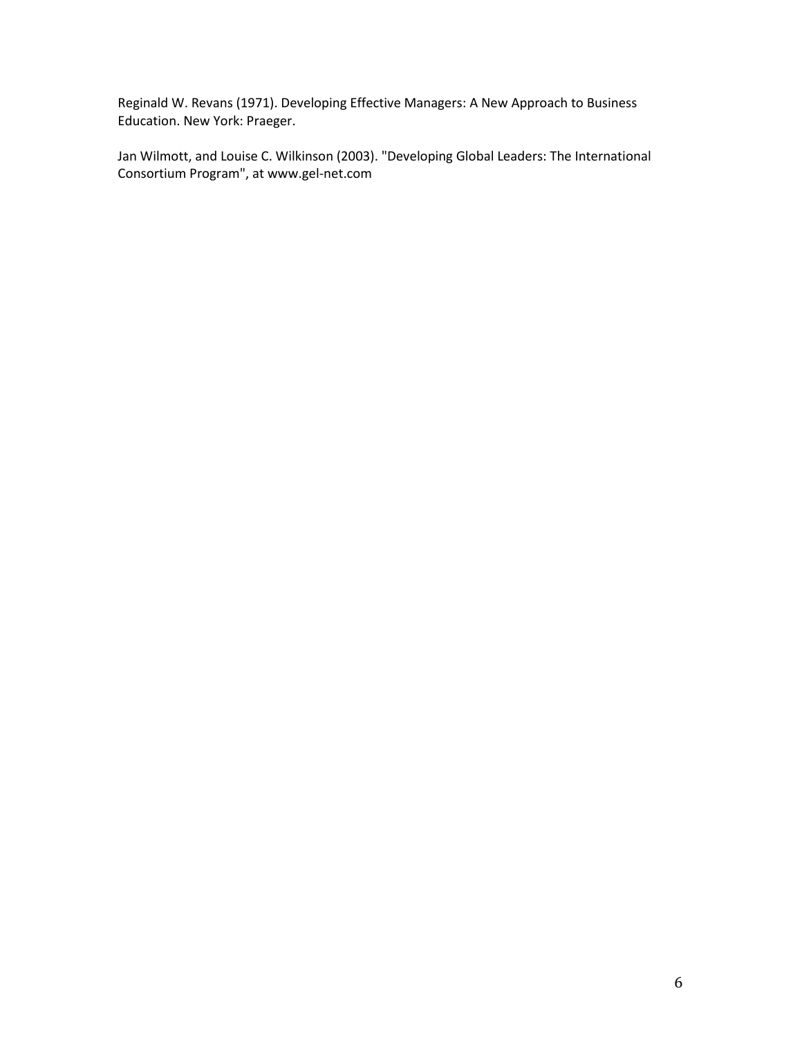Reginald W. Revans (1971). Developing Effective Managers: A New Approach to Business Education. New York: Praeger.

Jan Wilmott, and Louise C. Wilkinson (2003). "Developing Global Leaders: The International Consortium Program", at www.gel-net.com